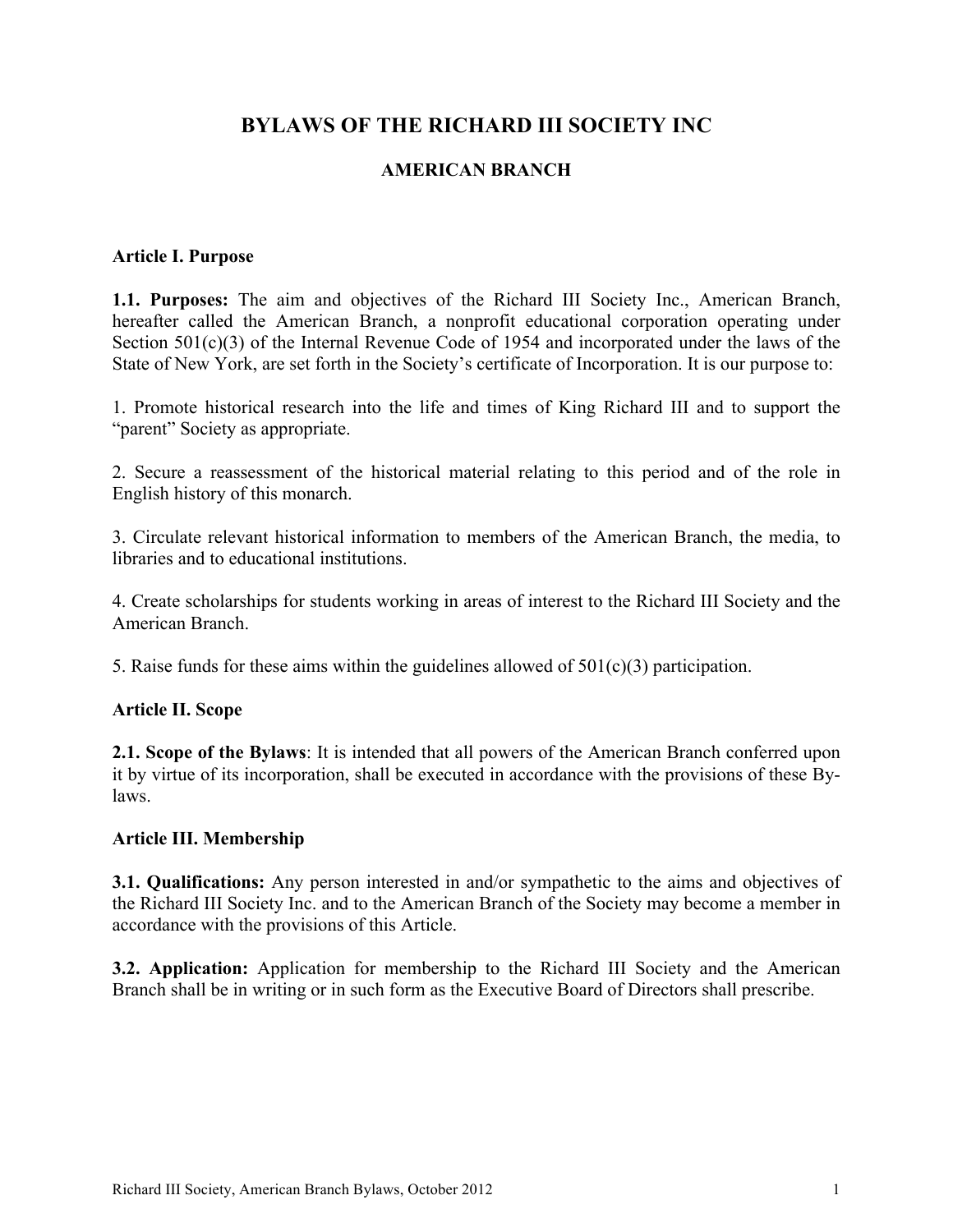# BYLAWS OF THE RICHARD III SOCIETY INC

## AMERICAN BRANCH

### Article I. Purpose

**1.1. Purposes:** The aim and objectives of the Richard III Society Inc., American Branch, hereafter called the American Branch, a nonprofit educational corporation operating under Section 501(c)(3) of the Internal Revenue Code of 1954 and incorporated under the laws of the State of New York, are set forth in the Society's certificate of Incorporation. It is our purpose to:

1. Promote historical research into the life and times of King Richard III and to support the "parent" Society as appropriate.

2. Secure a reassessment of the historical material relating to this period and of the role in English history of this monarch.

3. Circulate relevant historical information to members of the American Branch, the media, to libraries and to educational institutions.

4. Create scholarships for students working in areas of interest to the Richard III Society and the American Branch.

5. Raise funds for these aims within the guidelines allowed of 501(c)(3) participation.

### Article II. Scope

**2.1. Scope of the Bylaws**: It is intended that all powers of the American Branch conferred upon it by virtue of its incorporation, shall be executed in accordance with the provisions of these By-laws.

### Article III. Membership

**3.1. Qualifications:** Any person interested in and/or sympathetic to the aims and objectives of the Richard III Society Inc. and to the American Branch of the Society may become a member in accordance with the provisions of this Article.

**3.2. Application:** Application for membership to the Richard III Society and the American Branch shall be in writing or in such form as the Executive Board of Directors shall prescribe.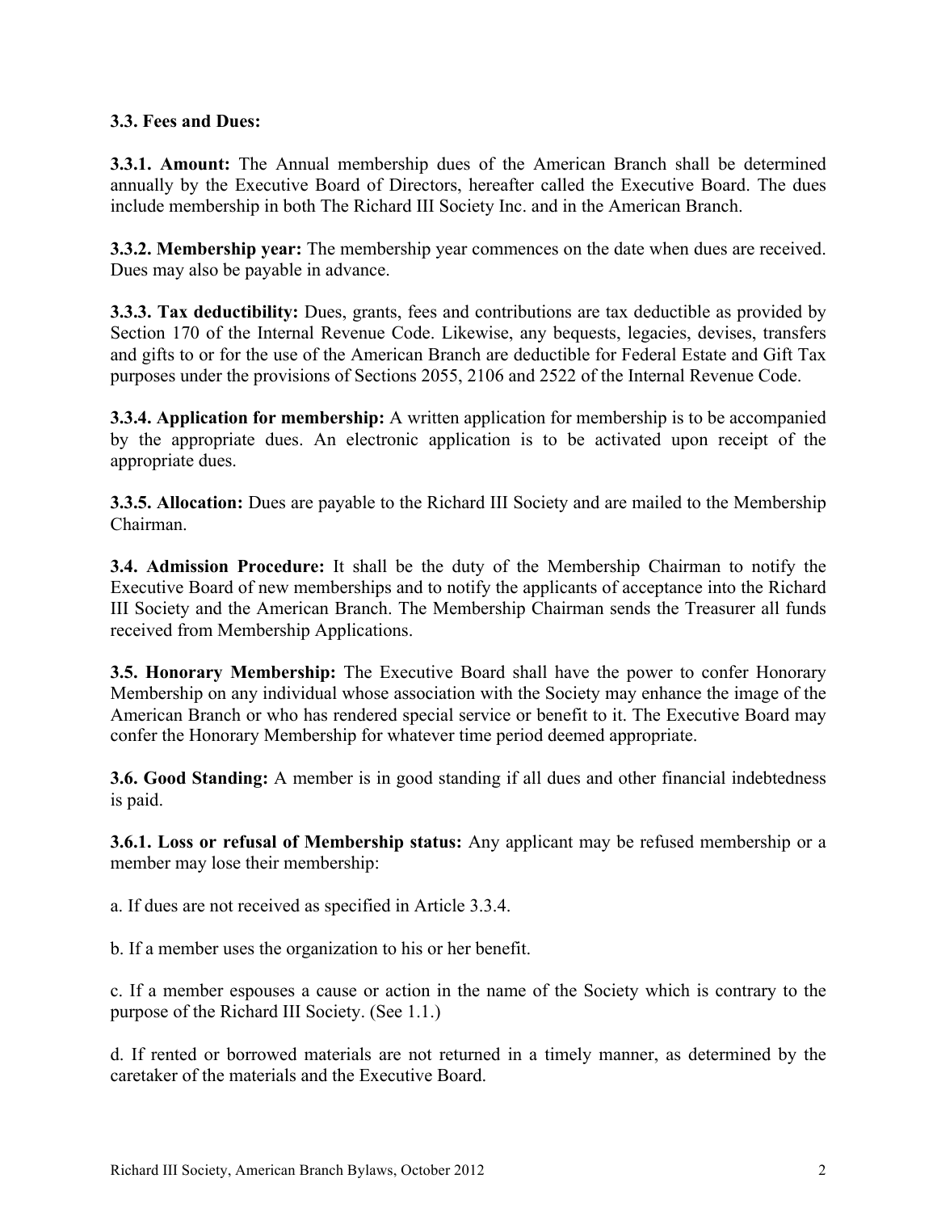**3.3. Fees and Dues:**

**3.3.1. Amount:** The Annual membership dues of the American Branch shall be determined annually by the Executive Board of Directors, hereafter called the Executive Board. The dues include membership in both The Richard III Society Inc. and in the American Branch.

**3.3.2. Membership year:** The membership year commences on the date when dues are received. Dues may also be payable in advance.

**3.3.3. Tax deductibility:** Dues, grants, fees and contributions are tax deductible as provided by Section 170 of the Internal Revenue Code. Likewise, any bequests, legacies, devises, transfers and gifts to or for the use of the American Branch are deductible for Federal Estate and Gift Tax purposes under the provisions of Sections 2055, 2106 and 2522 of the Internal Revenue Code.

**3.3.4. Application for membership:** A written application for membership is to be accompanied by the appropriate dues. An electronic application is to be activated upon receipt of the appropriate dues.

**3.3.5. Allocation:** Dues are payable to the Richard III Society and are mailed to the Membership Chairman.

**3.4. Admission Procedure:** It shall be the duty of the Membership Chairman to notify the Executive Board of new memberships and to notify the applicants of acceptance into the Richard III Society and the American Branch. The Membership Chairman sends the Treasurer all funds received from Membership Applications.

**3.5. Honorary Membership:** The Executive Board shall have the power to confer Honorary Membership on any individual whose association with the Society may enhance the image of the American Branch or who has rendered special service or benefit to it. The Executive Board may confer the Honorary Membership for whatever time period deemed appropriate.

**3.6. Good Standing:** A member is in good standing if all dues and other financial indebtedness is paid.

**3.6.1. Loss or refusal of Membership status:** Any applicant may be refused membership or a member may lose their membership:

a. If dues are not received as specified in Article 3.3.4.

b. If a member uses the organization to his or her benefit.

c. If a member espouses a cause or action in the name of the Society which is contrary to the purpose of the Richard III Society. (See 1.1.)

d. If rented or borrowed materials are not returned in a timely manner, as determined by the caretaker of the materials and the Executive Board.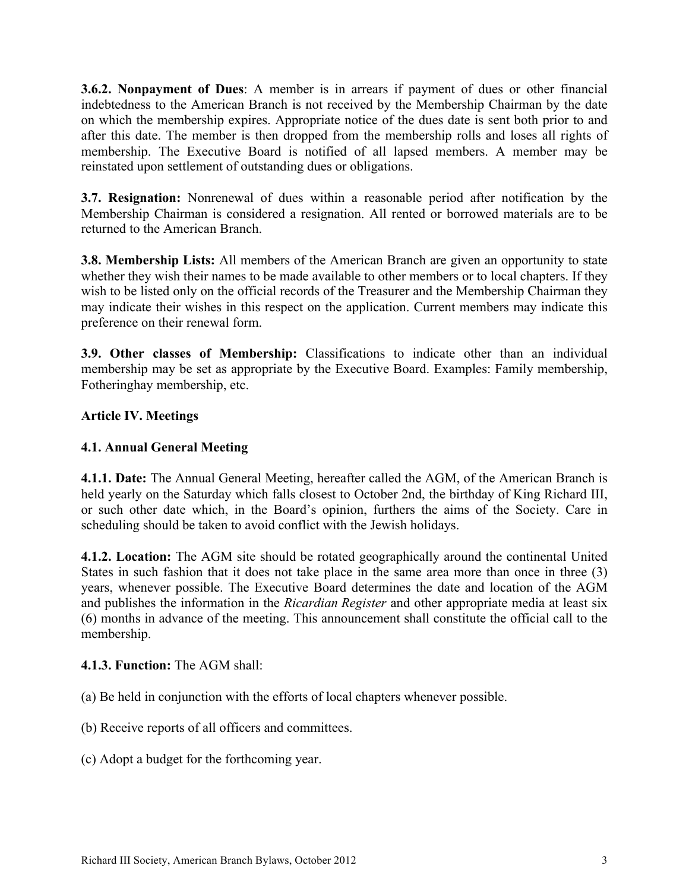**3.6.2. Nonpayment of Dues**: A member is in arrears if payment of dues or other financial indebtedness to the American Branch is not received by the Membership Chairman by the date on which the membership expires. Appropriate notice of the dues date is sent both prior to and after this date. The member is then dropped from the membership rolls and loses all rights of membership. The Executive Board is notified of all lapsed members. A member may be reinstated upon settlement of outstanding dues or obligations.

**3.7. Resignation:** Nonrenewal of dues within a reasonable period after notification by the Membership Chairman is considered a resignation. All rented or borrowed materials are to be returned to the American Branch.

**3.8. Membership Lists:** All members of the American Branch are given an opportunity to state whether they wish their names to be made available to other members or to local chapters. If they wish to be listed only on the official records of the Treasurer and the Membership Chairman they may indicate their wishes in this respect on the application. Current members may indicate this preference on their renewal form.

**3.9. Other classes of Membership:** Classifications to indicate other than an individual membership may be set as appropriate by the Executive Board. Examples: Family membership, Fotheringhay membership, etc.

## Article IV. Meetings

### 4.1. Annual General Meeting

**4.1.1. Date:** The Annual General Meeting, hereafter called the AGM, of the American Branch is held yearly on the Saturday which falls closest to October 2nd, the birthday of King Richard III, or such other date which, in the Board's opinion, furthers the aims of the Society. Care in scheduling should be taken to avoid conflict with the Jewish holidays.

**4.1.2. Location:** The AGM site should be rotated geographically around the continental United States in such fashion that it does not take place in the same area more than once in three (3) years, whenever possible. The Executive Board determines the date and location of the AGM and publishes the information in the *Ricardian Register* and other appropriate media at least six (6) months in advance of the meeting. This announcement shall constitute the official call to the membership.

**4.1.3. Function:** The AGM shall:

(a) Be held in conjunction with the efforts of local chapters whenever possible.

(b) Receive reports of all officers and committees.

(c) Adopt a budget for the forthcoming year.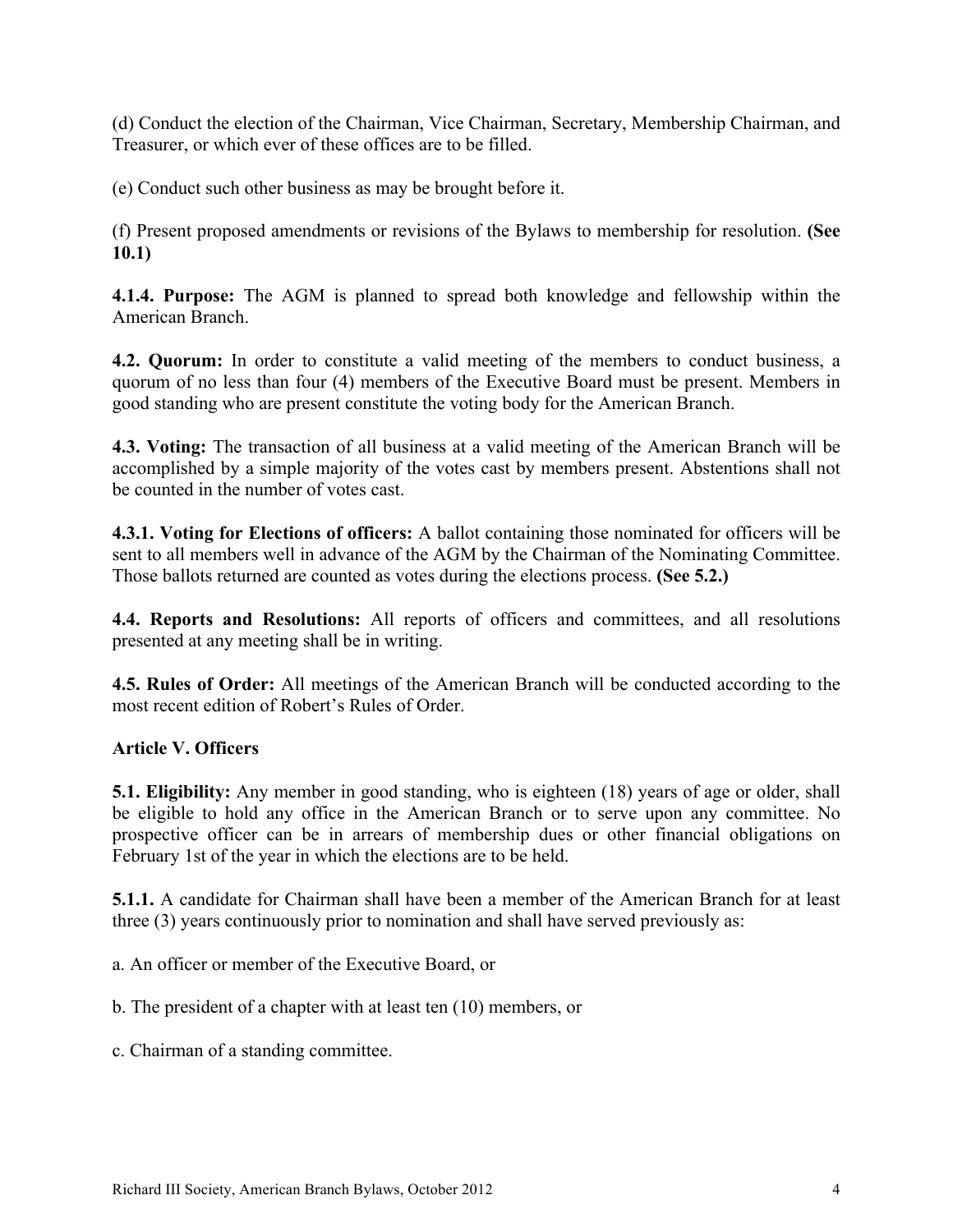(d) Conduct the election of the Chairman, Vice Chairman, Secretary, Membership Chairman, and Treasurer, or which ever of these offices are to be filled.

(e) Conduct such other business as may be brought before it.

(f) Present proposed amendments or revisions of the Bylaws to membership for resolution. **(See 10.1)**

**4.1.4. Purpose:** The AGM is planned to spread both knowledge and fellowship within the American Branch.

**4.2. Quorum:** In order to constitute a valid meeting of the members to conduct business, a quorum of no less than four (4) members of the Executive Board must be present. Members in good standing who are present constitute the voting body for the American Branch.

**4.3. Voting:** The transaction of all business at a valid meeting of the American Branch will be accomplished by a simple majority of the votes cast by members present. Abstentions shall not be counted in the number of votes cast.

**4.3.1. Voting for Elections of officers:** A ballot containing those nominated for officers will be sent to all members well in advance of the AGM by the Chairman of the Nominating Committee. Those ballots returned are counted as votes during the elections process. **(See 5.2.)**

**4.4. Reports and Resolutions:** All reports of officers and committees, and all resolutions presented at any meeting shall be in writing.

**4.5. Rules of Order:** All meetings of the American Branch will be conducted according to the most recent edition of Robert's Rules of Order.

## Article V. Officers

**5.1. Eligibility:** Any member in good standing, who is eighteen (18) years of age or older, shall be eligible to hold any office in the American Branch or to serve upon any committee. No prospective officer can be in arrears of membership dues or other financial obligations on February 1st of the year in which the elections are to be held.

**5.1.1.** A candidate for Chairman shall have been a member of the American Branch for at least three (3) years continuously prior to nomination and shall have served previously as:

a. An officer or member of the Executive Board, or

b. The president of a chapter with at least ten (10) members, or

c. Chairman of a standing committee.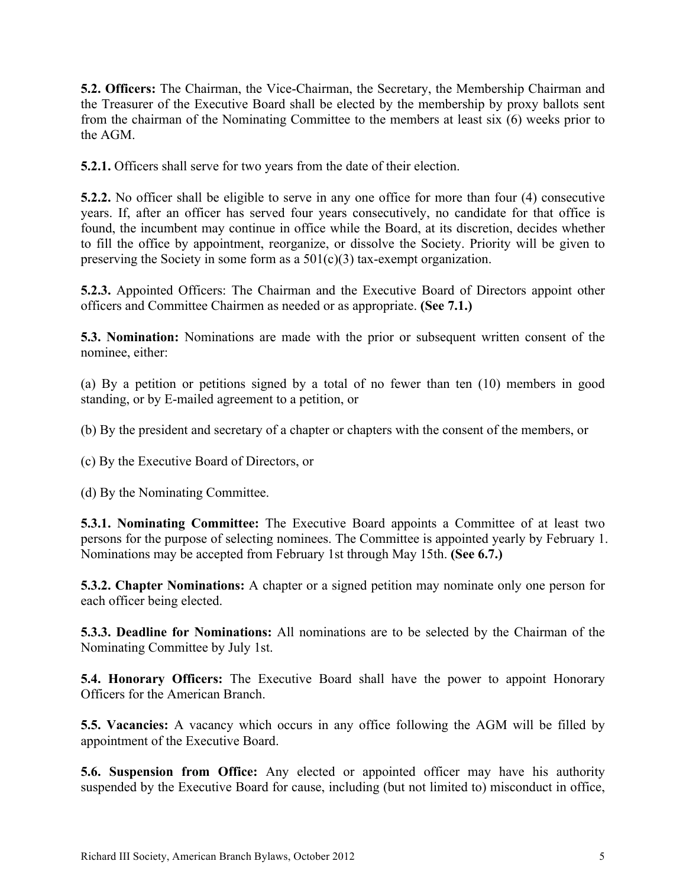**5.2. Officers:** The Chairman, the Vice-Chairman, the Secretary, the Membership Chairman and the Treasurer of the Executive Board shall be elected by the membership by proxy ballots sent from the chairman of the Nominating Committee to the members at least six (6) weeks prior to the AGM.

**5.2.1.** Officers shall serve for two years from the date of their election.

**5.2.2.** No officer shall be eligible to serve in any one office for more than four (4) consecutive years. If, after an officer has served four years consecutively, no candidate for that office is found, the incumbent may continue in office while the Board, at its discretion, decides whether to fill the office by appointment, reorganize, or dissolve the Society. Priority will be given to preserving the Society in some form as a 501(c)(3) tax-exempt organization.

**5.2.3.** Appointed Officers: The Chairman and the Executive Board of Directors appoint other officers and Committee Chairmen as needed or as appropriate. **(See 7.1.)**

**5.3. Nomination:** Nominations are made with the prior or subsequent written consent of the nominee, either:

(a) By a petition or petitions signed by a total of no fewer than ten (10) members in good standing, or by E-mailed agreement to a petition, or

(b) By the president and secretary of a chapter or chapters with the consent of the members, or

(c) By the Executive Board of Directors, or

(d) By the Nominating Committee.

**5.3.1. Nominating Committee:** The Executive Board appoints a Committee of at least two persons for the purpose of selecting nominees. The Committee is appointed yearly by February 1. Nominations may be accepted from February 1st through May 15th. **(See 6.7.)**

**5.3.2. Chapter Nominations:** A chapter or a signed petition may nominate only one person for each officer being elected.

**5.3.3. Deadline for Nominations:** All nominations are to be selected by the Chairman of the Nominating Committee by July 1st.

**5.4. Honorary Officers:** The Executive Board shall have the power to appoint Honorary Officers for the American Branch.

**5.5. Vacancies:** A vacancy which occurs in any office following the AGM will be filled by appointment of the Executive Board.

**5.6. Suspension from Office:** Any elected or appointed officer may have his authority suspended by the Executive Board for cause, including (but not limited to) misconduct in office,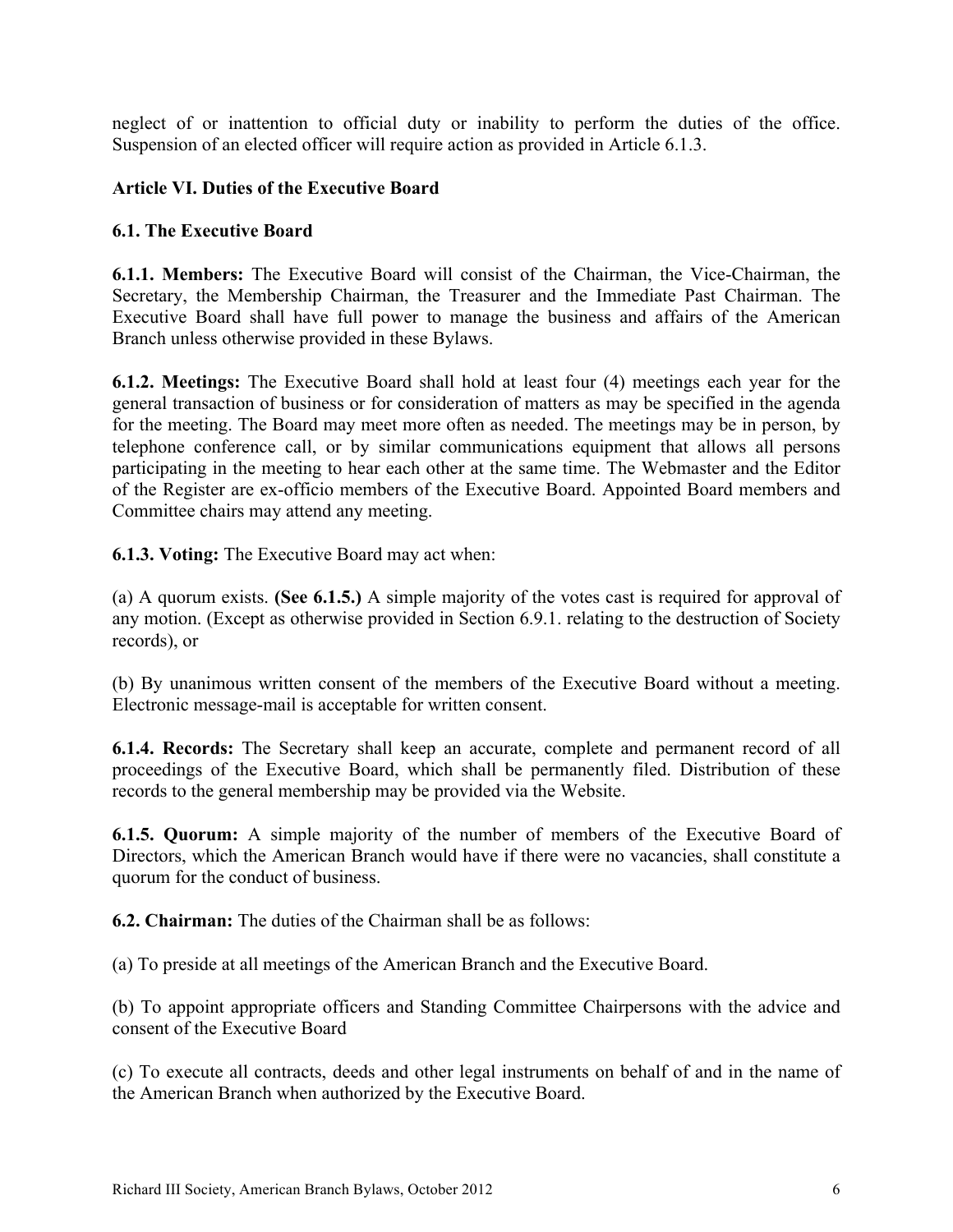neglect of or inattention to official duty or inability to perform the duties of the office. Suspension of an elected officer will require action as provided in Article 6.1.3.

## Article VI. Duties of the Executive Board

### 6.1. The Executive Board

**6.1.1. Members:** The Executive Board will consist of the Chairman, the Vice-Chairman, the Secretary, the Membership Chairman, the Treasurer and the Immediate Past Chairman. The Executive Board shall have full power to manage the business and affairs of the American Branch unless otherwise provided in these Bylaws.

**6.1.2. Meetings:** The Executive Board shall hold at least four (4) meetings each year for the general transaction of business or for consideration of matters as may be specified in the agenda for the meeting. The Board may meet more often as needed. The meetings may be in person, by telephone conference call, or by similar communications equipment that allows all persons participating in the meeting to hear each other at the same time. The Webmaster and the Editor of the Register are ex-officio members of the Executive Board. Appointed Board members and Committee chairs may attend any meeting.

**6.1.3. Voting:** The Executive Board may act when:

(a) A quorum exists. **(See 6.1.5.)** A simple majority of the votes cast is required for approval of any motion. (Except as otherwise provided in Section 6.9.1. relating to the destruction of Society records), or

(b) By unanimous written consent of the members of the Executive Board without a meeting. Electronic message-mail is acceptable for written consent.

**6.1.4. Records:** The Secretary shall keep an accurate, complete and permanent record of all proceedings of the Executive Board, which shall be permanently filed. Distribution of these records to the general membership may be provided via the Website.

**6.1.5. Quorum:** A simple majority of the number of members of the Executive Board of Directors, which the American Branch would have if there were no vacancies, shall constitute a quorum for the conduct of business.

**6.2. Chairman:** The duties of the Chairman shall be as follows:

(a) To preside at all meetings of the American Branch and the Executive Board.

(b) To appoint appropriate officers and Standing Committee Chairpersons with the advice and consent of the Executive Board

(c) To execute all contracts, deeds and other legal instruments on behalf of and in the name of the American Branch when authorized by the Executive Board.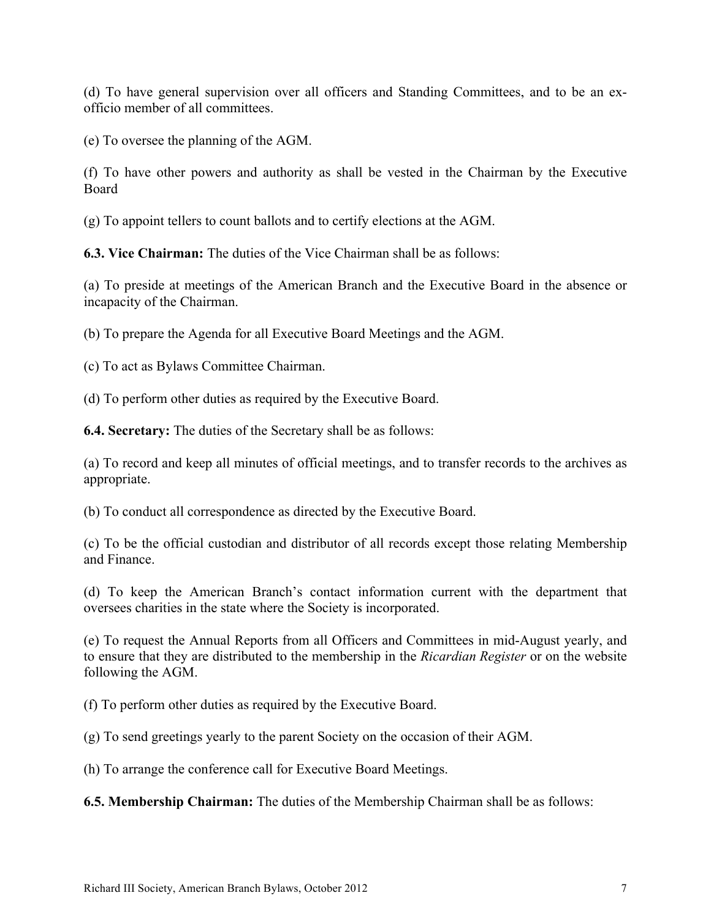(d) To have general supervision over all officers and Standing Committees, and to be an ex-officio member of all committees.

(e) To oversee the planning of the AGM.

(f) To have other powers and authority as shall be vested in the Chairman by the Executive Board

(g) To appoint tellers to count ballots and to certify elections at the AGM.

**6.3. Vice Chairman:** The duties of the Vice Chairman shall be as follows:

(a) To preside at meetings of the American Branch and the Executive Board in the absence or incapacity of the Chairman.

(b) To prepare the Agenda for all Executive Board Meetings and the AGM.

(c) To act as Bylaws Committee Chairman.

(d) To perform other duties as required by the Executive Board.

**6.4. Secretary:** The duties of the Secretary shall be as follows:

(a) To record and keep all minutes of official meetings, and to transfer records to the archives as appropriate.

(b) To conduct all correspondence as directed by the Executive Board.

(c) To be the official custodian and distributor of all records except those relating Membership and Finance.

(d) To keep the American Branch's contact information current with the department that oversees charities in the state where the Society is incorporated.

(e) To request the Annual Reports from all Officers and Committees in mid-August yearly, and to ensure that they are distributed to the membership in the *Ricardian Register* or on the website following the AGM.

(f) To perform other duties as required by the Executive Board.

(g) To send greetings yearly to the parent Society on the occasion of their AGM.

(h) To arrange the conference call for Executive Board Meetings.

**6.5. Membership Chairman:** The duties of the Membership Chairman shall be as follows: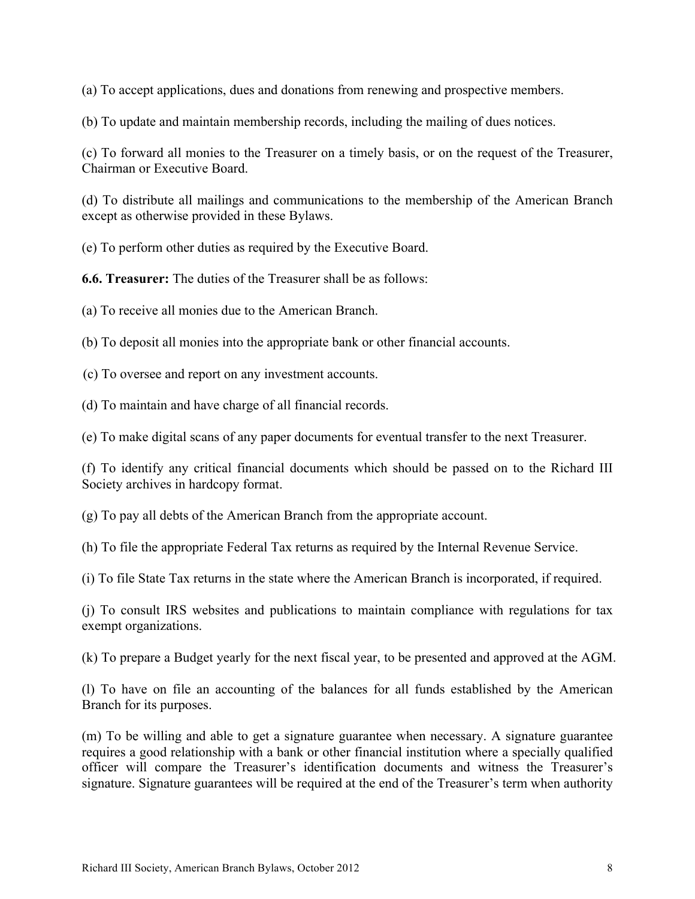(a) To accept applications, dues and donations from renewing and prospective members.

(b) To update and maintain membership records, including the mailing of dues notices.

(c) To forward all monies to the Treasurer on a timely basis, or on the request of the Treasurer, Chairman or Executive Board.

(d) To distribute all mailings and communications to the membership of the American Branch except as otherwise provided in these Bylaws.

(e) To perform other duties as required by the Executive Board.

**6.6. Treasurer:** The duties of the Treasurer shall be as follows:

(a) To receive all monies due to the American Branch.

(b) To deposit all monies into the appropriate bank or other financial accounts.

(c) To oversee and report on any investment accounts.

(d) To maintain and have charge of all financial records.

(e) To make digital scans of any paper documents for eventual transfer to the next Treasurer.

(f) To identify any critical financial documents which should be passed on to the Richard III Society archives in hardcopy format.

(g) To pay all debts of the American Branch from the appropriate account.

(h) To file the appropriate Federal Tax returns as required by the Internal Revenue Service.

(i) To file State Tax returns in the state where the American Branch is incorporated, if required.

(j) To consult IRS websites and publications to maintain compliance with regulations for tax exempt organizations.

(k) To prepare a Budget yearly for the next fiscal year, to be presented and approved at the AGM.

(l) To have on file an accounting of the balances for all funds established by the American Branch for its purposes.

(m) To be willing and able to get a signature guarantee when necessary. A signature guarantee requires a good relationship with a bank or other financial institution where a specially qualified officer will compare the Treasurer's identification documents and witness the Treasurer's signature. Signature guarantees will be required at the end of the Treasurer's term when authority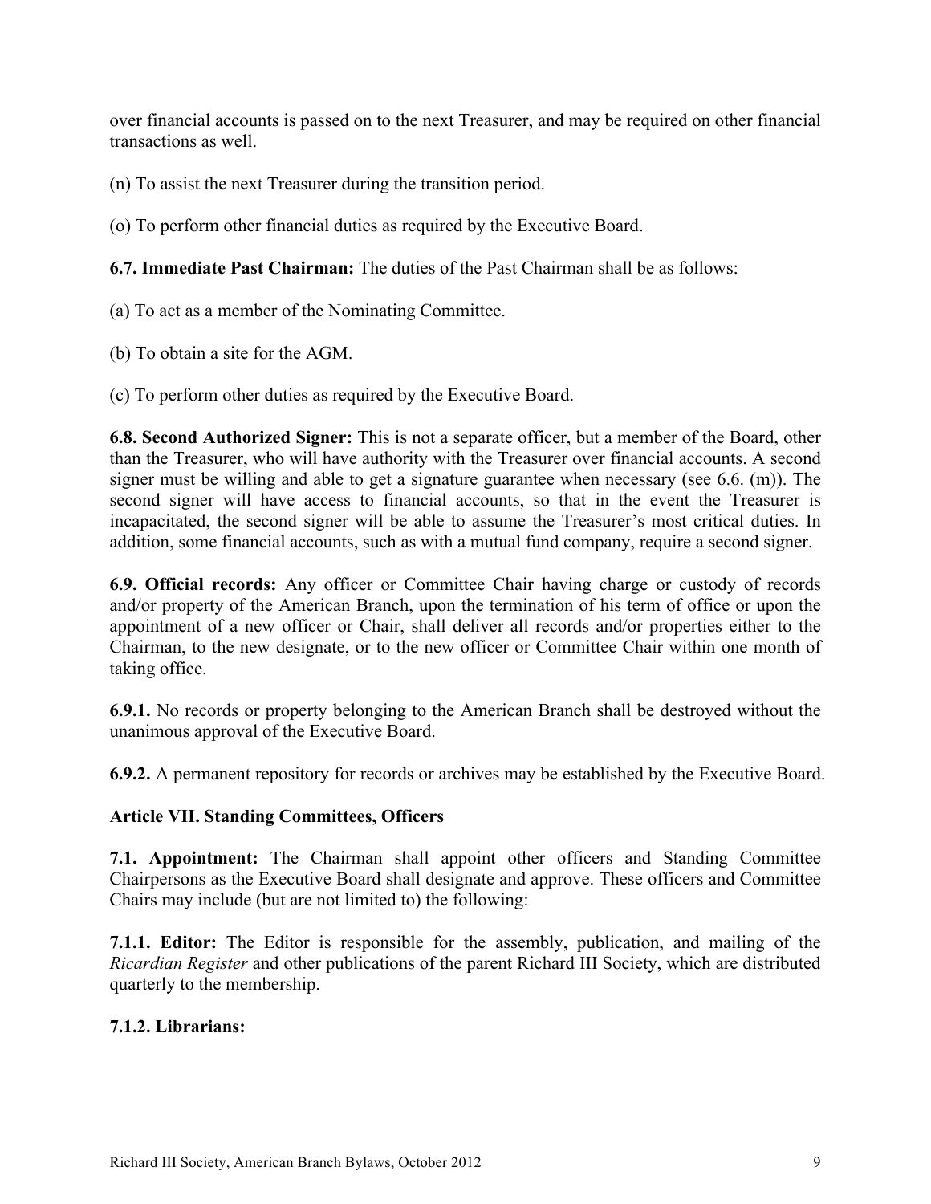over financial accounts is passed on to the next Treasurer, and may be required on other financial transactions as well.

(n) To assist the next Treasurer during the transition period.

(o) To perform other financial duties as required by the Executive Board.

**6.7. Immediate Past Chairman:** The duties of the Past Chairman shall be as follows:

(a) To act as a member of the Nominating Committee.

(b) To obtain a site for the AGM.

(c) To perform other duties as required by the Executive Board.

**6.8. Second Authorized Signer:** This is not a separate officer, but a member of the Board, other than the Treasurer, who will have authority with the Treasurer over financial accounts. A second signer must be willing and able to get a signature guarantee when necessary (see 6.6. (m)). The second signer will have access to financial accounts, so that in the event the Treasurer is incapacitated, the second signer will be able to assume the Treasurer's most critical duties. In addition, some financial accounts, such as with a mutual fund company, require a second signer.

**6.9. Official records:** Any officer or Committee Chair having charge or custody of records and/or property of the American Branch, upon the termination of his term of office or upon the appointment of a new officer or Chair, shall deliver all records and/or properties either to the Chairman, to the new designate, or to the new officer or Committee Chair within one month of taking office.

**6.9.1.** No records or property belonging to the American Branch shall be destroyed without the unanimous approval of the Executive Board.

**6.9.2.** A permanent repository for records or archives may be established by the Executive Board.

## Article VII. Standing Committees, Officers

**7.1. Appointment:** The Chairman shall appoint other officers and Standing Committee Chairpersons as the Executive Board shall designate and approve. These officers and Committee Chairs may include (but are not limited to) the following:

**7.1.1. Editor:** The Editor is responsible for the assembly, publication, and mailing of the *Ricardian Register* and other publications of the parent Richard III Society, which are distributed quarterly to the membership.

**7.1.2. Librarians:**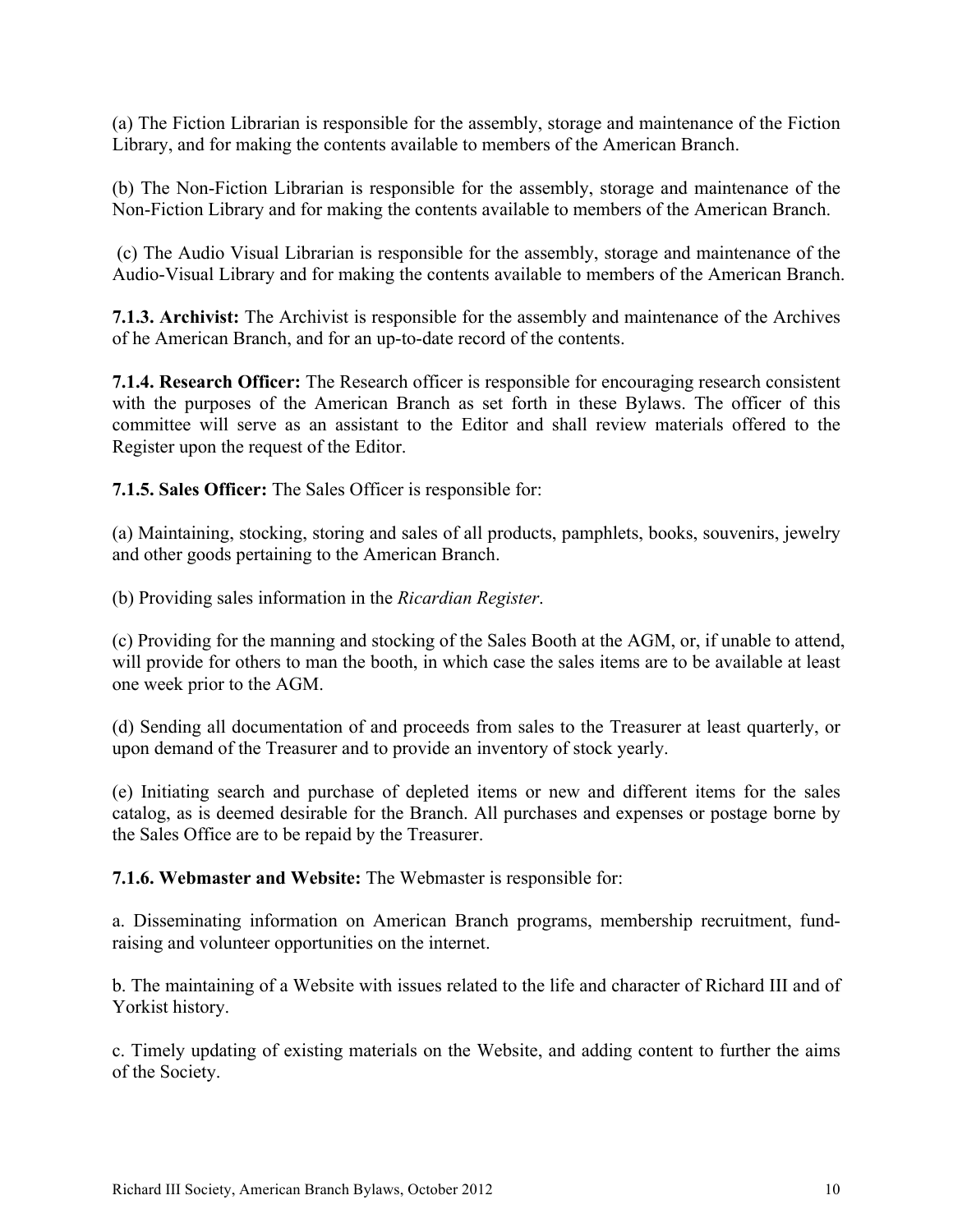(a) The Fiction Librarian is responsible for the assembly, storage and maintenance of the Fiction Library, and for making the contents available to members of the American Branch.

(b) The Non-Fiction Librarian is responsible for the assembly, storage and maintenance of the Non-Fiction Library and for making the contents available to members of the American Branch.

(c) The Audio Visual Librarian is responsible for the assembly, storage and maintenance of the Audio-Visual Library and for making the contents available to members of the American Branch.

**7.1.3. Archivist:** The Archivist is responsible for the assembly and maintenance of the Archives of he American Branch, and for an up-to-date record of the contents.

**7.1.4. Research Officer:** The Research officer is responsible for encouraging research consistent with the purposes of the American Branch as set forth in these Bylaws. The officer of this committee will serve as an assistant to the Editor and shall review materials offered to the Register upon the request of the Editor.

**7.1.5. Sales Officer:** The Sales Officer is responsible for:

(a) Maintaining, stocking, storing and sales of all products, pamphlets, books, souvenirs, jewelry and other goods pertaining to the American Branch.

(b) Providing sales information in the *Ricardian Register*.

(c) Providing for the manning and stocking of the Sales Booth at the AGM, or, if unable to attend, will provide for others to man the booth, in which case the sales items are to be available at least one week prior to the AGM.

(d) Sending all documentation of and proceeds from sales to the Treasurer at least quarterly, or upon demand of the Treasurer and to provide an inventory of stock yearly.

(e) Initiating search and purchase of depleted items or new and different items for the sales catalog, as is deemed desirable for the Branch. All purchases and expenses or postage borne by the Sales Office are to be repaid by the Treasurer.

**7.1.6. Webmaster and Website:** The Webmaster is responsible for:

a. Disseminating information on American Branch programs, membership recruitment, fund-raising and volunteer opportunities on the internet.

b. The maintaining of a Website with issues related to the life and character of Richard III and of Yorkist history.

c. Timely updating of existing materials on the Website, and adding content to further the aims of the Society.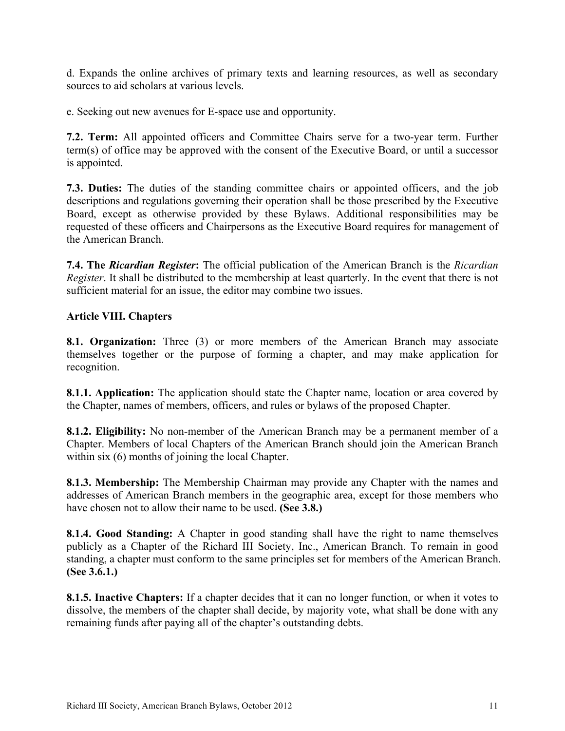d. Expands the online archives of primary texts and learning resources, as well as secondary sources to aid scholars at various levels.

e. Seeking out new avenues for E-space use and opportunity.

**7.2. Term:** All appointed officers and Committee Chairs serve for a two-year term. Further term(s) of office may be approved with the consent of the Executive Board, or until a successor is appointed.

**7.3. Duties:** The duties of the standing committee chairs or appointed officers, and the job descriptions and regulations governing their operation shall be those prescribed by the Executive Board, except as otherwise provided by these Bylaws. Additional responsibilities may be requested of these officers and Chairpersons as the Executive Board requires for management of the American Branch.

**7.4. The *Ricardian Register*:** The official publication of the American Branch is the *Ricardian Register*. It shall be distributed to the membership at least quarterly. In the event that there is not sufficient material for an issue, the editor may combine two issues.

### Article VIII. Chapters

**8.1. Organization:** Three (3) or more members of the American Branch may associate themselves together or the purpose of forming a chapter, and may make application for recognition.

**8.1.1. Application:** The application should state the Chapter name, location or area covered by the Chapter, names of members, officers, and rules or bylaws of the proposed Chapter.

**8.1.2. Eligibility:** No non-member of the American Branch may be a permanent member of a Chapter. Members of local Chapters of the American Branch should join the American Branch within six (6) months of joining the local Chapter.

**8.1.3. Membership:** The Membership Chairman may provide any Chapter with the names and addresses of American Branch members in the geographic area, except for those members who have chosen not to allow their name to be used. **(See 3.8.)**

**8.1.4. Good Standing:** A Chapter in good standing shall have the right to name themselves publicly as a Chapter of the Richard III Society, Inc., American Branch. To remain in good standing, a chapter must conform to the same principles set for members of the American Branch. **(See 3.6.1.)**

**8.1.5. Inactive Chapters:** If a chapter decides that it can no longer function, or when it votes to dissolve, the members of the chapter shall decide, by majority vote, what shall be done with any remaining funds after paying all of the chapter's outstanding debts.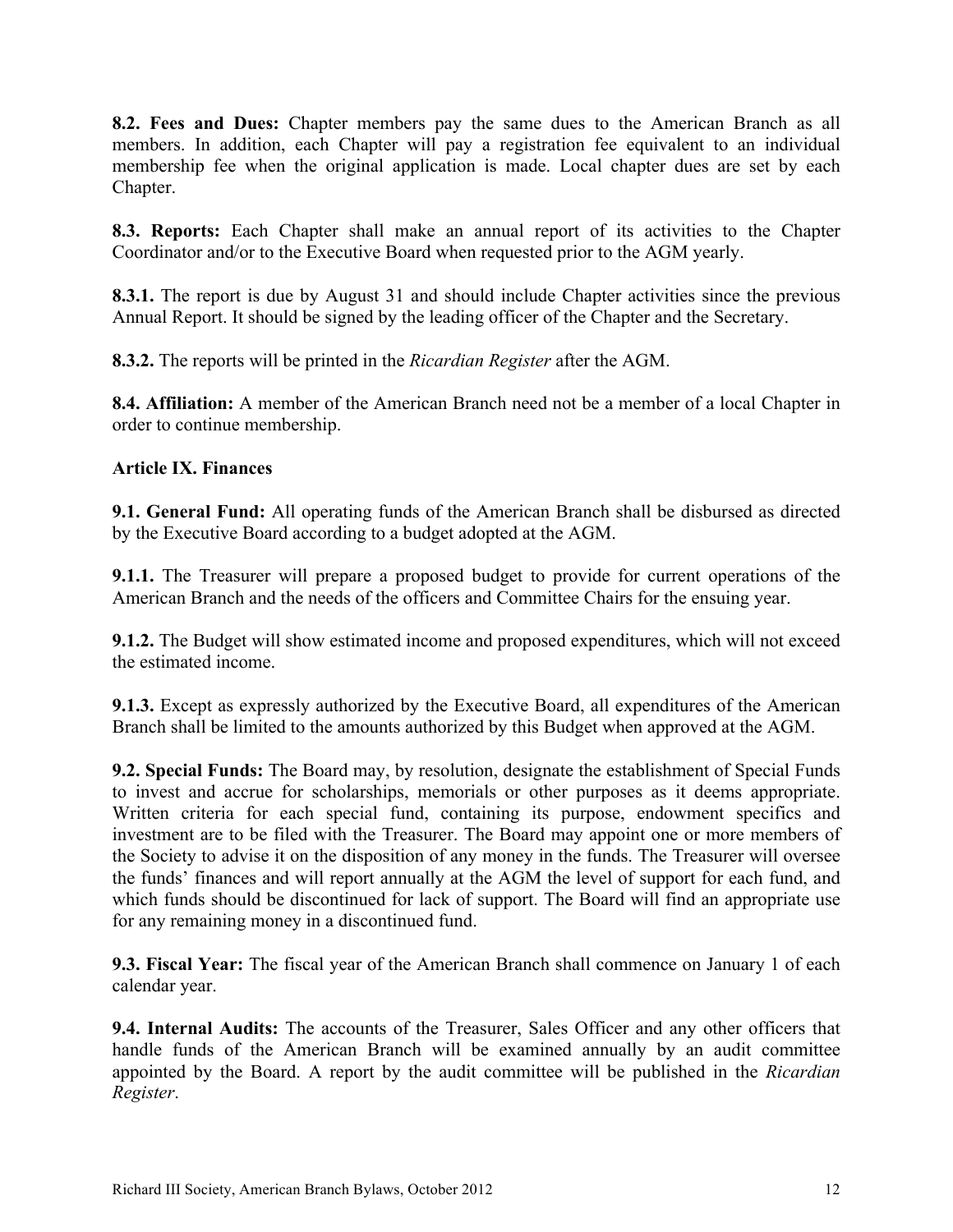**8.2. Fees and Dues:** Chapter members pay the same dues to the American Branch as all members. In addition, each Chapter will pay a registration fee equivalent to an individual membership fee when the original application is made. Local chapter dues are set by each Chapter.

**8.3. Reports:** Each Chapter shall make an annual report of its activities to the Chapter Coordinator and/or to the Executive Board when requested prior to the AGM yearly.

**8.3.1.** The report is due by August 31 and should include Chapter activities since the previous Annual Report. It should be signed by the leading officer of the Chapter and the Secretary.

**8.3.2.** The reports will be printed in the *Ricardian Register* after the AGM.

**8.4. Affiliation:** A member of the American Branch need not be a member of a local Chapter in order to continue membership.

### Article IX. Finances

**9.1. General Fund:** All operating funds of the American Branch shall be disbursed as directed by the Executive Board according to a budget adopted at the AGM.

**9.1.1.** The Treasurer will prepare a proposed budget to provide for current operations of the American Branch and the needs of the officers and Committee Chairs for the ensuing year.

**9.1.2.** The Budget will show estimated income and proposed expenditures, which will not exceed the estimated income.

**9.1.3.** Except as expressly authorized by the Executive Board, all expenditures of the American Branch shall be limited to the amounts authorized by this Budget when approved at the AGM.

**9.2. Special Funds:** The Board may, by resolution, designate the establishment of Special Funds to invest and accrue for scholarships, memorials or other purposes as it deems appropriate. Written criteria for each special fund, containing its purpose, endowment specifics and investment are to be filed with the Treasurer. The Board may appoint one or more members of the Society to advise it on the disposition of any money in the funds. The Treasurer will oversee the funds' finances and will report annually at the AGM the level of support for each fund, and which funds should be discontinued for lack of support. The Board will find an appropriate use for any remaining money in a discontinued fund.

**9.3. Fiscal Year:** The fiscal year of the American Branch shall commence on January 1 of each calendar year.

**9.4. Internal Audits:** The accounts of the Treasurer, Sales Officer and any other officers that handle funds of the American Branch will be examined annually by an audit committee appointed by the Board. A report by the audit committee will be published in the *Ricardian Register*.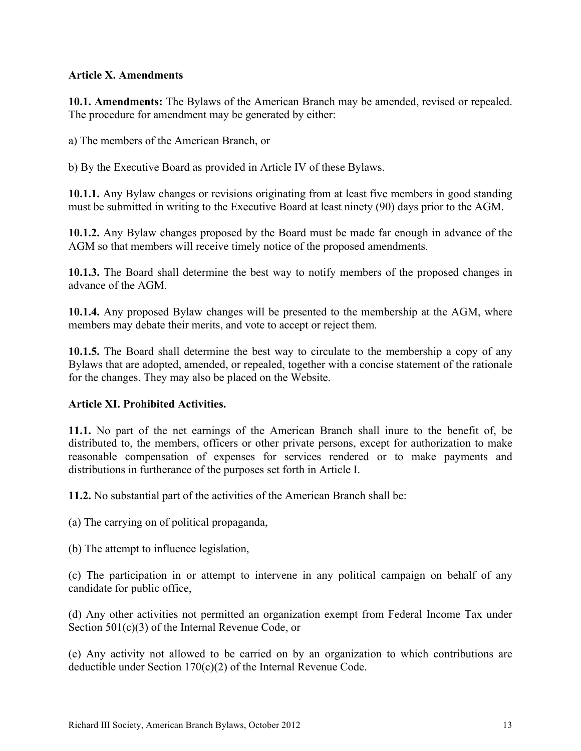**Article X. Amendments**

**10.1. Amendments:** The Bylaws of the American Branch may be amended, revised or repealed. The procedure for amendment may be generated by either:

a) The members of the American Branch, or

b) By the Executive Board as provided in Article IV of these Bylaws.

**10.1.1.** Any Bylaw changes or revisions originating from at least five members in good standing must be submitted in writing to the Executive Board at least ninety (90) days prior to the AGM.

**10.1.2.** Any Bylaw changes proposed by the Board must be made far enough in advance of the AGM so that members will receive timely notice of the proposed amendments.

**10.1.3.** The Board shall determine the best way to notify members of the proposed changes in advance of the AGM.

**10.1.4.** Any proposed Bylaw changes will be presented to the membership at the AGM, where members may debate their merits, and vote to accept or reject them.

**10.1.5.** The Board shall determine the best way to circulate to the membership a copy of any Bylaws that are adopted, amended, or repealed, together with a concise statement of the rationale for the changes. They may also be placed on the Website.

**Article XI. Prohibited Activities.**

**11.1.** No part of the net earnings of the American Branch shall inure to the benefit of, be distributed to, the members, officers or other private persons, except for authorization to make reasonable compensation of expenses for services rendered or to make payments and distributions in furtherance of the purposes set forth in Article I.

**11.2.** No substantial part of the activities of the American Branch shall be:

(a) The carrying on of political propaganda,

(b) The attempt to influence legislation,

(c) The participation in or attempt to intervene in any political campaign on behalf of any candidate for public office,

(d) Any other activities not permitted an organization exempt from Federal Income Tax under Section 501(c)(3) of the Internal Revenue Code, or

(e) Any activity not allowed to be carried on by an organization to which contributions are deductible under Section 170(c)(2) of the Internal Revenue Code.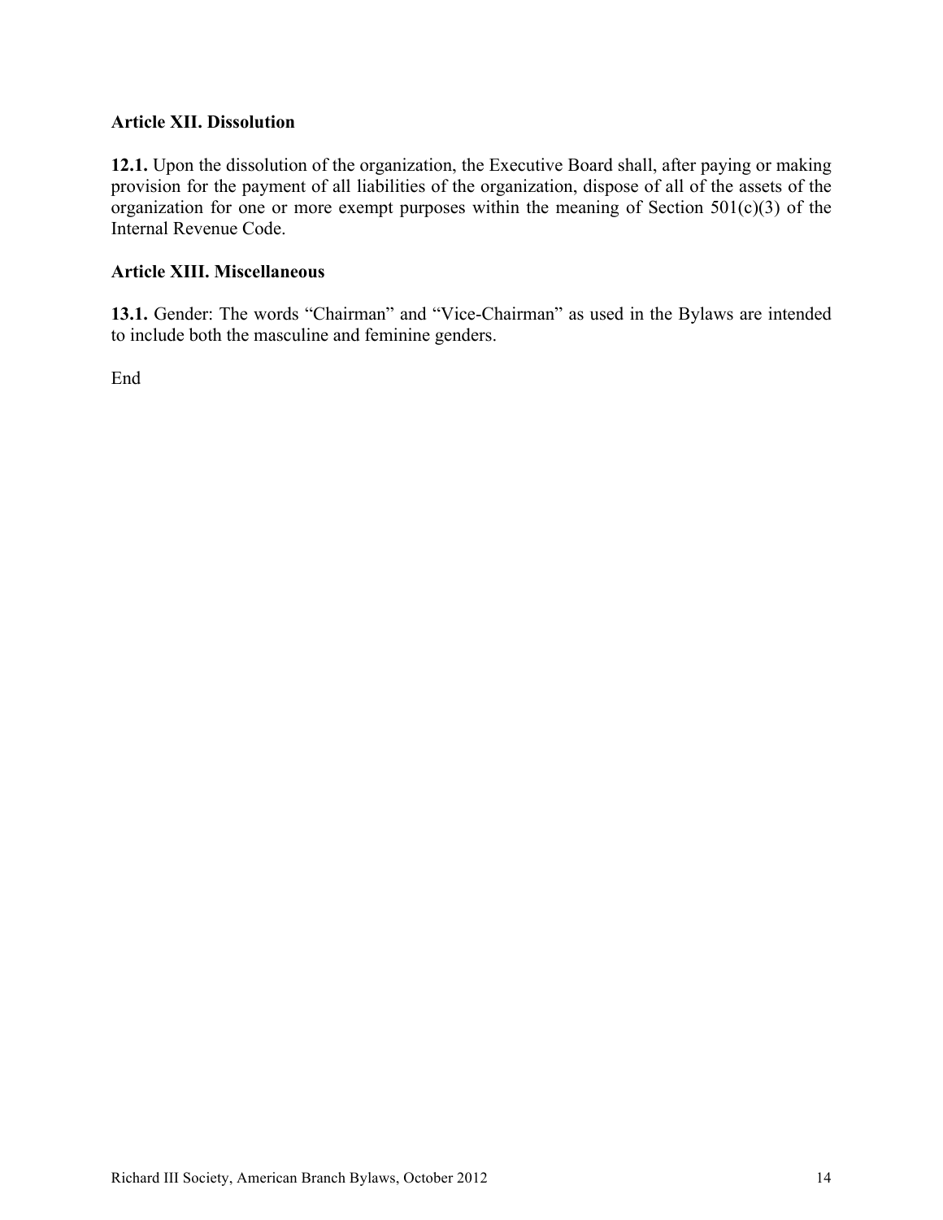**Article XII. Dissolution**

**12.1.** Upon the dissolution of the organization, the Executive Board shall, after paying or making provision for the payment of all liabilities of the organization, dispose of all of the assets of the organization for one or more exempt purposes within the meaning of Section 501(c)(3) of the Internal Revenue Code.

**Article XIII. Miscellaneous**

**13.1.** Gender: The words "Chairman" and "Vice-Chairman" as used in the Bylaws are intended to include both the masculine and feminine genders.

End